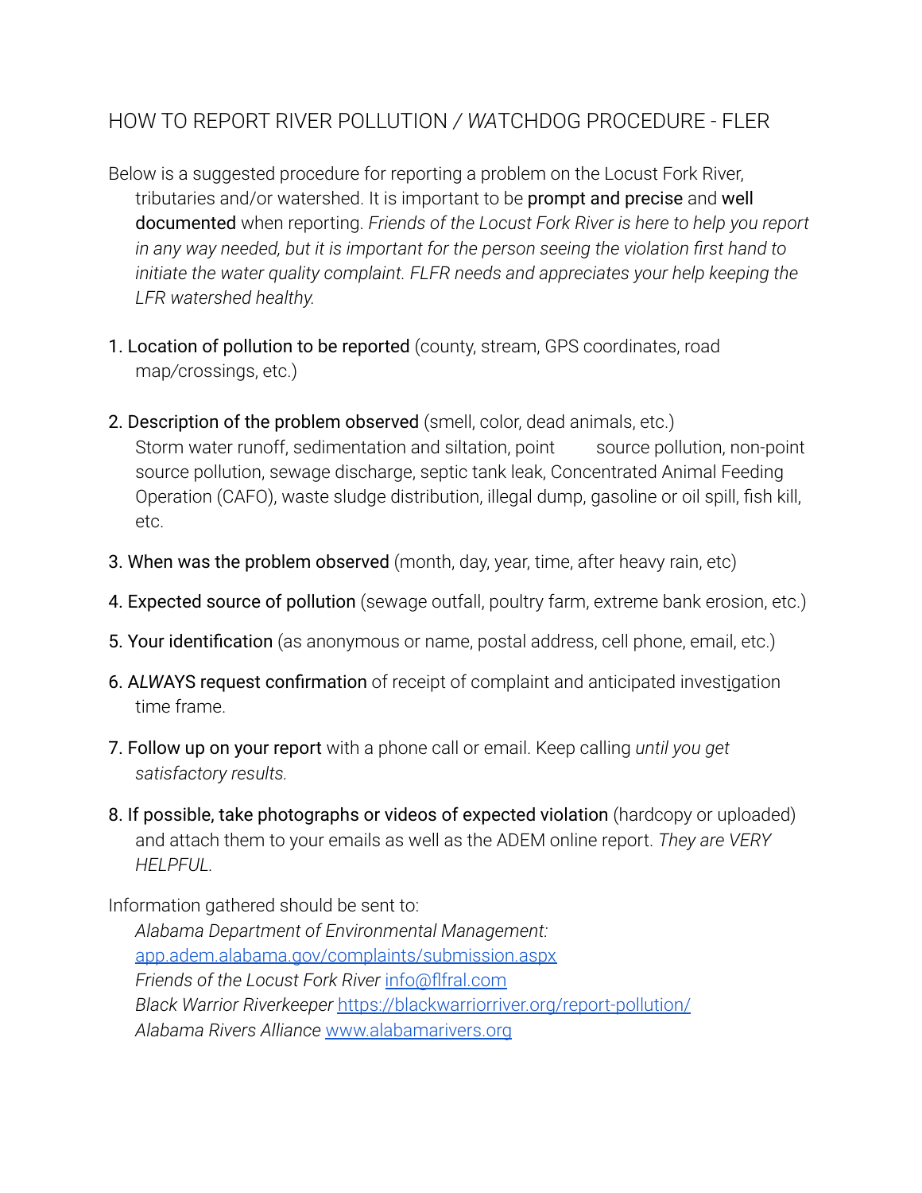# HOW TO REPORT RIVER POLLUTION / *WA*TCHDOG PROCEDURE - FLER

Below is a suggested procedure for reporting a problem on the Locust Fork River, tributaries and/or watershed. It is important to be prompt and precise and well documented when reporting. *Friends of the Locust Fork River is here to help you report in any way needed, but it is important for the person seeing the violation first hand to initiate the water quality complaint. FLFR needs and appreciates your help keeping the LFR watershed healthy.*

1. Location of pollution to be reported (county, stream, GPS coordinates, road map/crossings, etc.)

2. Description of the problem observed (smell, color, dead animals, etc.)
   Storm water runoff, sedimentation and siltation, point source pollution, non-point source pollution, sewage discharge, septic tank leak, Concentrated Animal Feeding Operation (CAFO), waste sludge distribution, illegal dump, gasoline or oil spill, fish kill, etc.

3. When was the problem observed (month, day, year, time, after heavy rain, etc)

4. Expected source of pollution (sewage outfall, poultry farm, extreme bank erosion, etc.)

5. Your identification (as anonymous or name, postal address, cell phone, email, etc.)

6. A*LWA*YS request confirmation of receipt of complaint and anticipated investigation time frame.

7. Follow up on your report with a phone call or email. Keep calling *until you get satisfactory results.*

8. If possible, take photographs or videos of expected violation (hardcopy or uploaded) and attach them to your emails as well as the ADEM online report. *They are VERY HELPFUL.*

Information gathered should be sent to:

*Alabama Department of Environmental Management:*
[app.adem.alabama.gov/complaints/submission.aspx](app.adem.alabama.gov/complaints/submission.aspx)
*Friends of the Locust Fork River* [info@flfral.com](mailto:info@flfral.com)
*Black Warrior Riverkeeper* [https://blackwarriorriver.org/report-pollution/](https://blackwarriorriver.org/report-pollution/)
*Alabama Rivers Alliance* [www.alabamarivers.org](www.alabamarivers.org)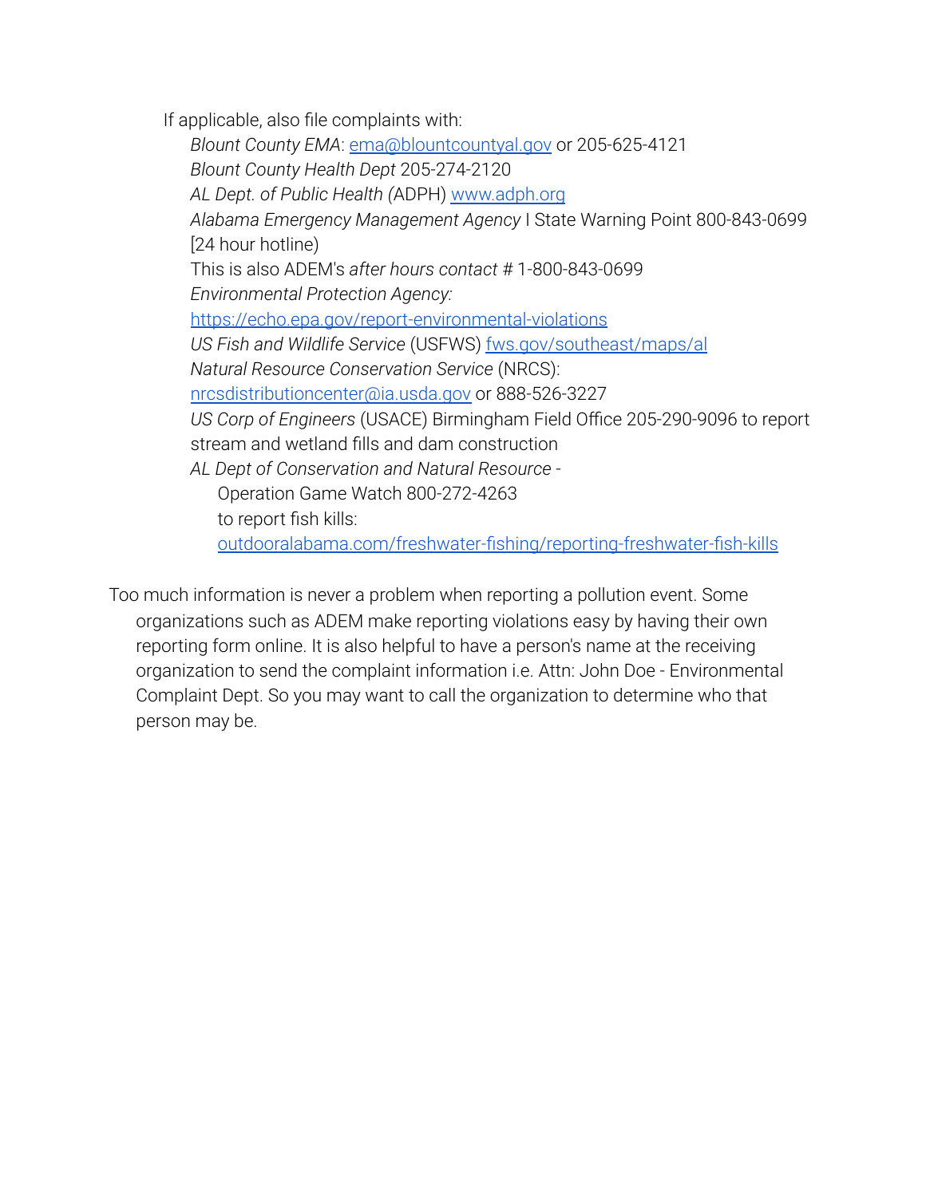If applicable, also file complaints with:

- *Blount County EMA*: [ema@blountcountyal.gov](mailto:ema@blountcountyal.gov) or 205-625-4121
- *Blount County Health Dept* 205-274-2120
- *AL Dept. of Public Health (*ADPH) [www.adph.org](http://www.adph.org)
- *Alabama Emergency Management Agency* I State Warning Point 800-843-0699 [24 hour hotline)
- This is also ADEM's *after hours contact* # 1-800-843-0699
- *Environmental Protection Agency:* [https://echo.epa.gov/report-environmental-violations](https://echo.epa.gov/report-environmental-violations)
- *US Fish and Wildlife Service* (USFWS) [fws.gov/southeast/maps/al](https://fws.gov/southeast/maps/al)
- *Natural Resource Conservation Service* (NRCS): [nrcsdistributioncenter@ia.usda.gov](mailto:nrcsdistributioncenter@ia.usda.gov) or 888-526-3227
- *US Corp of Engineers* (USACE) Birmingham Field Office 205-290-9096 to report stream and wetland fills and dam construction
- *AL Dept of Conservation and Natural Resource* -
  - Operation Game Watch 800-272-4263
  - to report fish kills: [outdooralabama.com/freshwater-fishing/reporting-freshwater-fish-kills](https://outdooralabama.com/freshwater-fishing/reporting-freshwater-fish-kills)

Too much information is never a problem when reporting a pollution event. Some organizations such as ADEM make reporting violations easy by having their own reporting form online. It is also helpful to have a person's name at the receiving organization to send the complaint information i.e. Attn: John Doe - Environmental Complaint Dept. So you may want to call the organization to determine who that person may be.